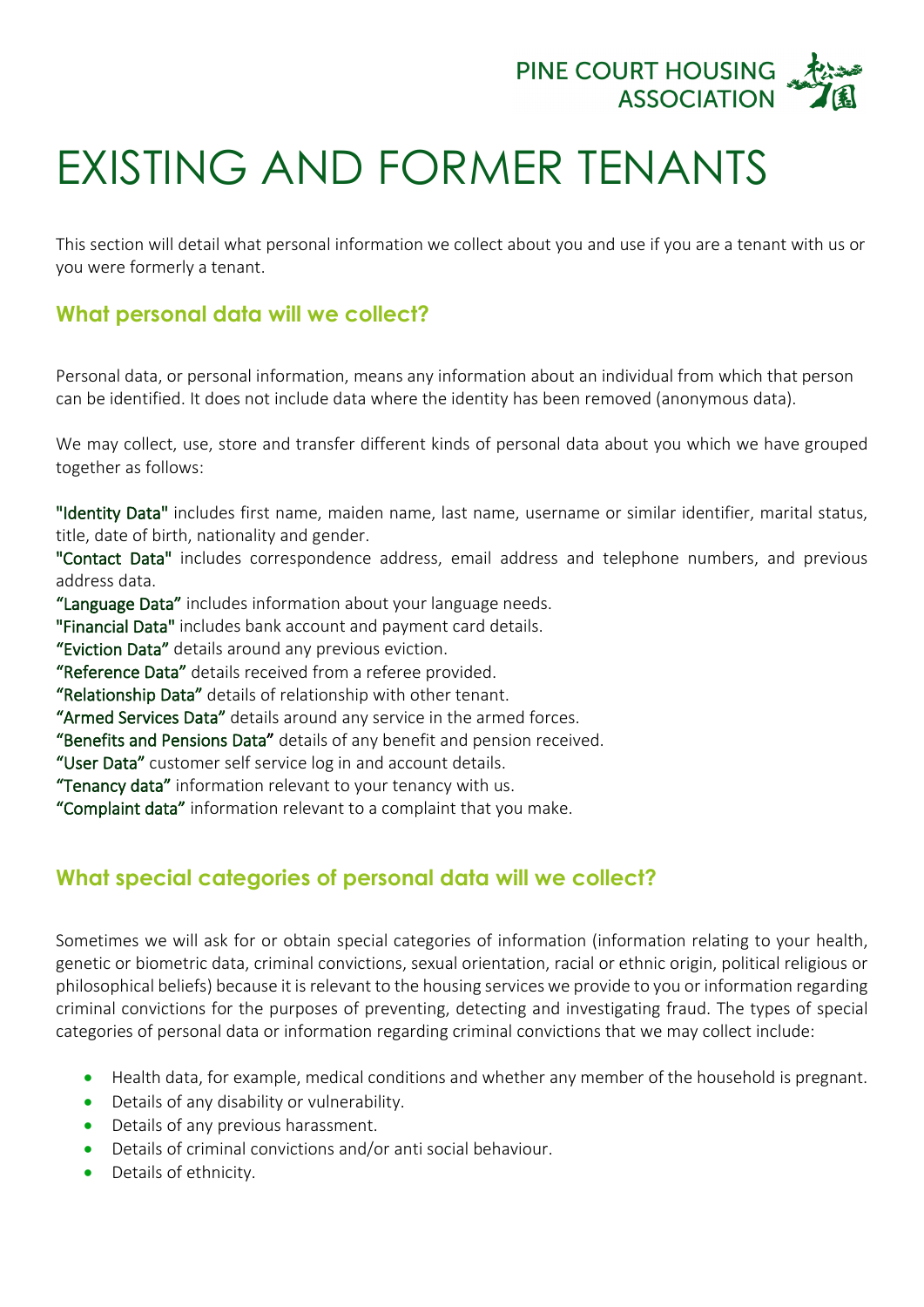# EXISTING AND FORMER TENANTS

This section will detail what personal information we collect about you and use if you are a tenant with us or you were formerly a tenant.

## What personal data will we collect?

Personal data, or personal information, means any information about an individual from which that person can be identified. It does not include data where the identity has been removed (anonymous data).

We may collect, use, store and transfer different kinds of personal data about you which we have grouped together as follows:

"Identity Data" includes first name, maiden name, last name, username or similar identifier, marital status, title, date of birth, nationality and gender.
"Contact Data" includes correspondence address, email address and telephone numbers, and previous address data.
"Language Data" includes information about your language needs.
"Financial Data" includes bank account and payment card details.
"Eviction Data" details around any previous eviction.
"Reference Data" details received from a referee provided.
"Relationship Data" details of relationship with other tenant.
"Armed Services Data" details around any service in the armed forces.
"Benefits and Pensions Data" details of any benefit and pension received.
"User Data" customer self service log in and account details.
"Tenancy data" information relevant to your tenancy with us.
"Complaint data" information relevant to a complaint that you make.

## What special categories of personal data will we collect?

Sometimes we will ask for or obtain special categories of information (information relating to your health, genetic or biometric data, criminal convictions, sexual orientation, racial or ethnic origin, political religious or philosophical beliefs) because it is relevant to the housing services we provide to you or information regarding criminal convictions for the purposes of preventing, detecting and investigating fraud. The types of special categories of personal data or information regarding criminal convictions that we may collect include:

- Health data, for example, medical conditions and whether any member of the household is pregnant.
- Details of any disability or vulnerability.
- Details of any previous harassment.
- Details of criminal convictions and/or anti social behaviour.
- Details of ethnicity.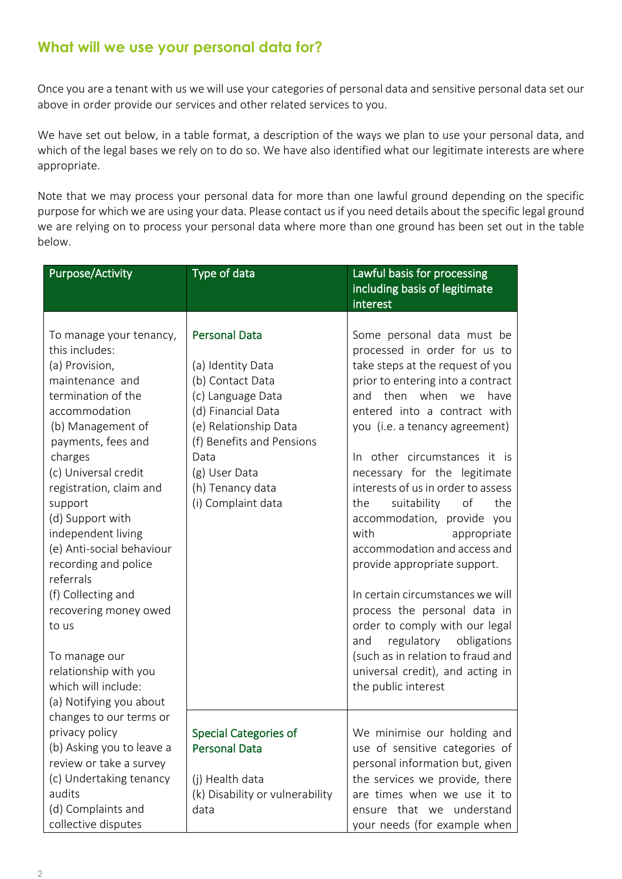## What will we use your personal data for?

Once you are a tenant with us we will use your categories of personal data and sensitive personal data set our above in order provide our services and other related services to you.

We have set out below, in a table format, a description of the ways we plan to use your personal data, and which of the legal bases we rely on to do so. We have also identified what our legitimate interests are where appropriate.

Note that we may process your personal data for more than one lawful ground depending on the specific purpose for which we are using your data. Please contact us if you need details about the specific legal ground we are relying on to process your personal data where more than one ground has been set out in the table below.

| Purpose/Activity | Type of data | Lawful basis for processing including basis of legitimate interest |
|---|---|---|
| To manage your tenancy, this includes:<br>(a) Provision, maintenance and termination of the accommodation<br>(b) Management of payments, fees and charges<br>(c) Universal credit registration, claim and support<br>(d) Support with independent living<br>(e) Anti-social behaviour recording and police referrals<br>(f) Collecting and recovering money owed to us<br><br>To manage our relationship with you which will include:<br>(a) Notifying you about changes to our terms or privacy policy<br>(b) Asking you to leave a review or take a survey<br>(c) Undertaking tenancy audits<br>(d) Complaints and collective disputes | Personal Data<br><br>(a) Identity Data<br>(b) Contact Data<br>(c) Language Data<br>(d) Financial Data<br>(e) Relationship Data<br>(f) Benefits and Pensions Data<br>(g) User Data<br>(h) Tenancy data<br>(i) Complaint data | Some personal data must be processed in order for us to take steps at the request of you prior to entering into a contract and then when we have entered into a contract with you (i.e. a tenancy agreement)<br><br>In other circumstances it is necessary for the legitimate interests of us in order to assess the suitability of the accommodation, provide you with appropriate accommodation and access and provide appropriate support.<br><br>In certain circumstances we will process the personal data in order to comply with our legal and regulatory obligations (such as in relation to fraud and universal credit), and acting in the public interest |
| | Special Categories of Personal Data<br><br>(j) Health data<br>(k) Disability or vulnerability data | We minimise our holding and use of sensitive categories of personal information but, given the services we provide, there are times when we use it to ensure that we understand your needs (for example when |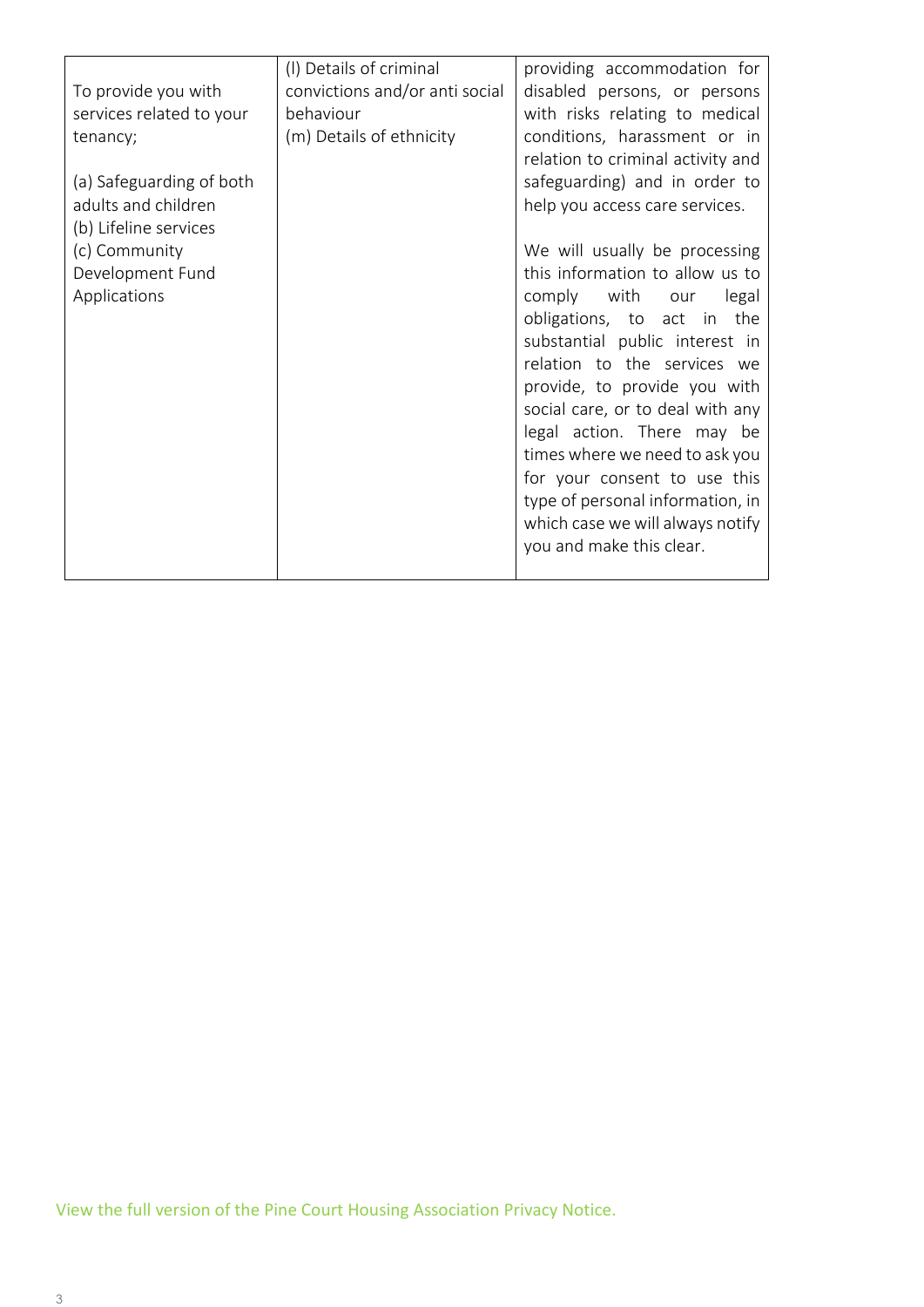| | | |
|---|---|---|
| To provide you with services related to your tenancy;<br><br>(a) Safeguarding of both adults and children<br>(b) Lifeline services<br>(c) Community Development Fund Applications | (l) Details of criminal convictions and/or anti social behaviour<br>(m) Details of ethnicity | providing accommodation for disabled persons, or persons with risks relating to medical conditions, harassment or in relation to criminal activity and safeguarding) and in order to help you access care services.<br><br>We will usually be processing this information to allow us to comply with our legal obligations, to act in the substantial public interest in relation to the services we provide, to provide you with social care, or to deal with any legal action. There may be times where we need to ask you for your consent to use this type of personal information, in which case we will always notify you and make this clear. |

View the full version of the Pine Court Housing Association Privacy Notice.